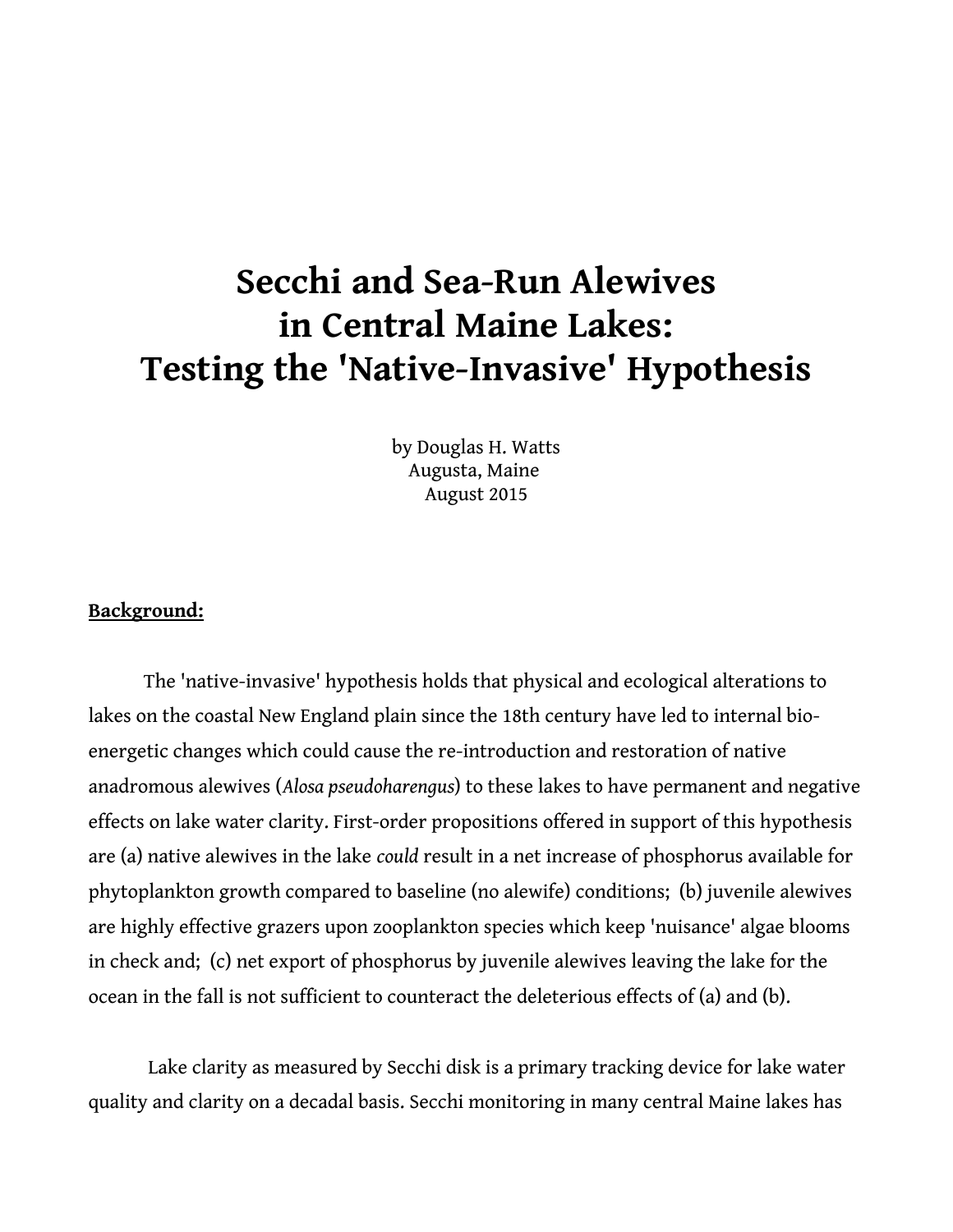# Secchi and Sea-Run Alewives in Central Maine Lakes: Testing the 'Native-Invasive' Hypothesis

by Douglas H. Watts  
Augusta, Maine  
August 2015

**Background:**

The 'native-invasive' hypothesis holds that physical and ecological alterations to lakes on the coastal New England plain since the 18th century have led to internal bio-energetic changes which could cause the re-introduction and restoration of native anadromous alewives (*Alosa pseudoharengus*) to these lakes to have permanent and negative effects on lake water clarity. First-order propositions offered in support of this hypothesis are (a) native alewives in the lake *could* result in a net increase of phosphorus available for phytoplankton growth compared to baseline (no alewife) conditions; (b) juvenile alewives are highly effective grazers upon zooplankton species which keep 'nuisance' algae blooms in check and; (c) net export of phosphorus by juvenile alewives leaving the lake for the ocean in the fall is not sufficient to counteract the deleterious effects of (a) and (b).

Lake clarity as measured by Secchi disk is a primary tracking device for lake water quality and clarity on a decadal basis. Secchi monitoring in many central Maine lakes has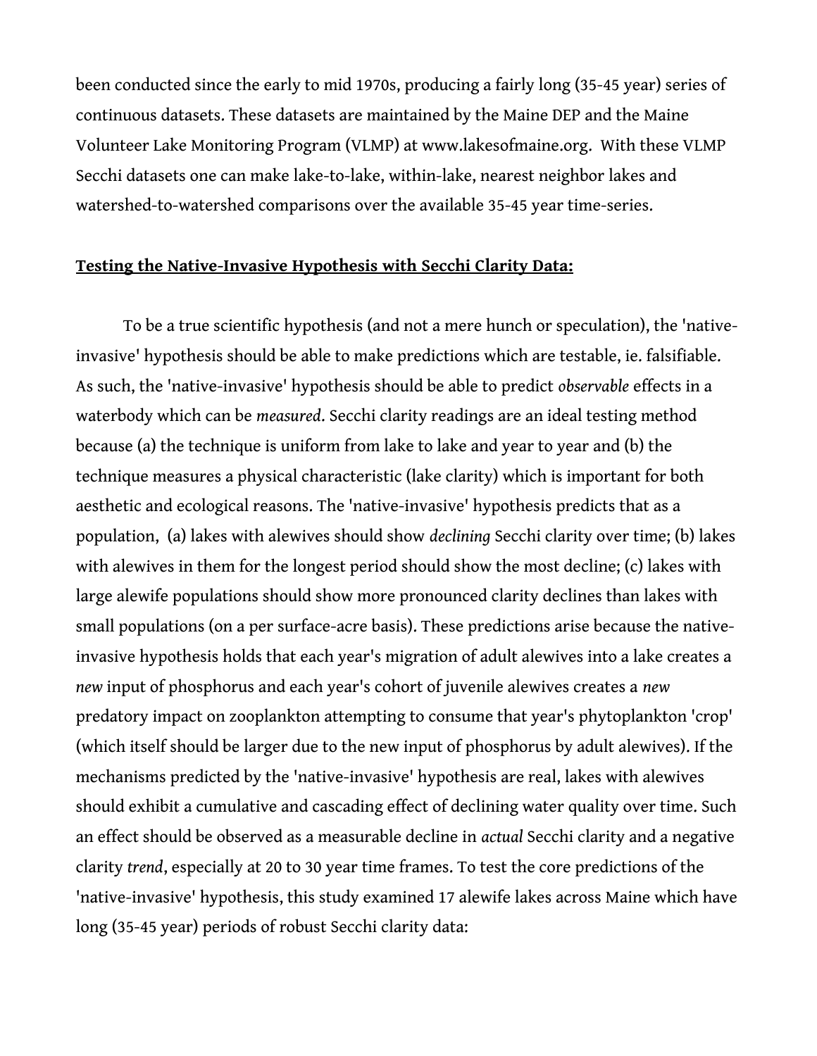been conducted since the early to mid 1970s, producing a fairly long (35-45 year) series of continuous datasets. These datasets are maintained by the Maine DEP and the Maine Volunteer Lake Monitoring Program (VLMP) at www.lakesofmaine.org. With these VLMP Secchi datasets one can make lake-to-lake, within-lake, nearest neighbor lakes and watershed-to-watershed comparisons over the available 35-45 year time-series.

**Testing the Native-Invasive Hypothesis with Secchi Clarity Data:**

To be a true scientific hypothesis (and not a mere hunch or speculation), the 'native-invasive' hypothesis should be able to make predictions which are testable, ie. falsifiable. As such, the 'native-invasive' hypothesis should be able to predict *observable* effects in a waterbody which can be *measured*. Secchi clarity readings are an ideal testing method because (a) the technique is uniform from lake to lake and year to year and (b) the technique measures a physical characteristic (lake clarity) which is important for both aesthetic and ecological reasons. The 'native-invasive' hypothesis predicts that as a population, (a) lakes with alewives should show *declining* Secchi clarity over time; (b) lakes with alewives in them for the longest period should show the most decline; (c) lakes with large alewife populations should show more pronounced clarity declines than lakes with small populations (on a per surface-acre basis). These predictions arise because the native-invasive hypothesis holds that each year's migration of adult alewives into a lake creates a *new* input of phosphorus and each year's cohort of juvenile alewives creates a *new* predatory impact on zooplankton attempting to consume that year's phytoplankton 'crop' (which itself should be larger due to the new input of phosphorus by adult alewives). If the mechanisms predicted by the 'native-invasive' hypothesis are real, lakes with alewives should exhibit a cumulative and cascading effect of declining water quality over time. Such an effect should be observed as a measurable decline in *actual* Secchi clarity and a negative clarity *trend*, especially at 20 to 30 year time frames. To test the core predictions of the 'native-invasive' hypothesis, this study examined 17 alewife lakes across Maine which have long (35-45 year) periods of robust Secchi clarity data: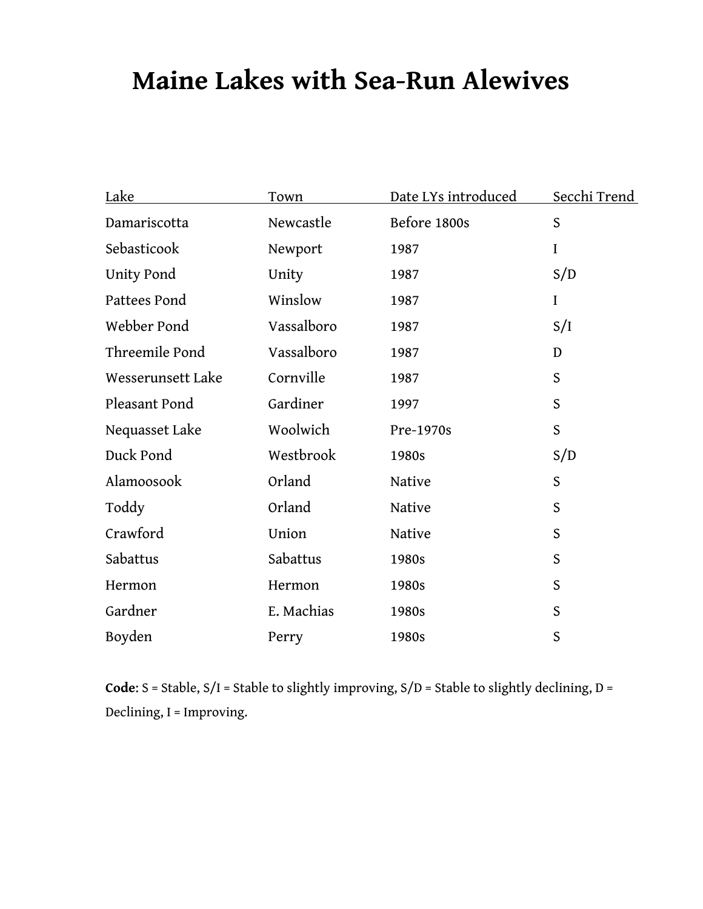# Maine Lakes with Sea-Run Alewives

| Lake | Town | Date LYs introduced | Secchi Trend |
|---|---|---|---|
| Damariscotta | Newcastle | Before 1800s | S |
| Sebasticook | Newport | 1987 | I |
| Unity Pond | Unity | 1987 | S/D |
| Pattees Pond | Winslow | 1987 | I |
| Webber Pond | Vassalboro | 1987 | S/I |
| Threemile Pond | Vassalboro | 1987 | D |
| Wesserunsett Lake | Cornville | 1987 | S |
| Pleasant Pond | Gardiner | 1997 | S |
| Nequasset Lake | Woolwich | Pre-1970s | S |
| Duck Pond | Westbrook | 1980s | S/D |
| Alamoosook | Orland | Native | S |
| Toddy | Orland | Native | S |
| Crawford | Union | Native | S |
| Sabattus | Sabattus | 1980s | S |
| Hermon | Hermon | 1980s | S |
| Gardner | E. Machias | 1980s | S |
| Boyden | Perry | 1980s | S |

**Code**: S = Stable, S/I = Stable to slightly improving, S/D = Stable to slightly declining, D = Declining, I = Improving.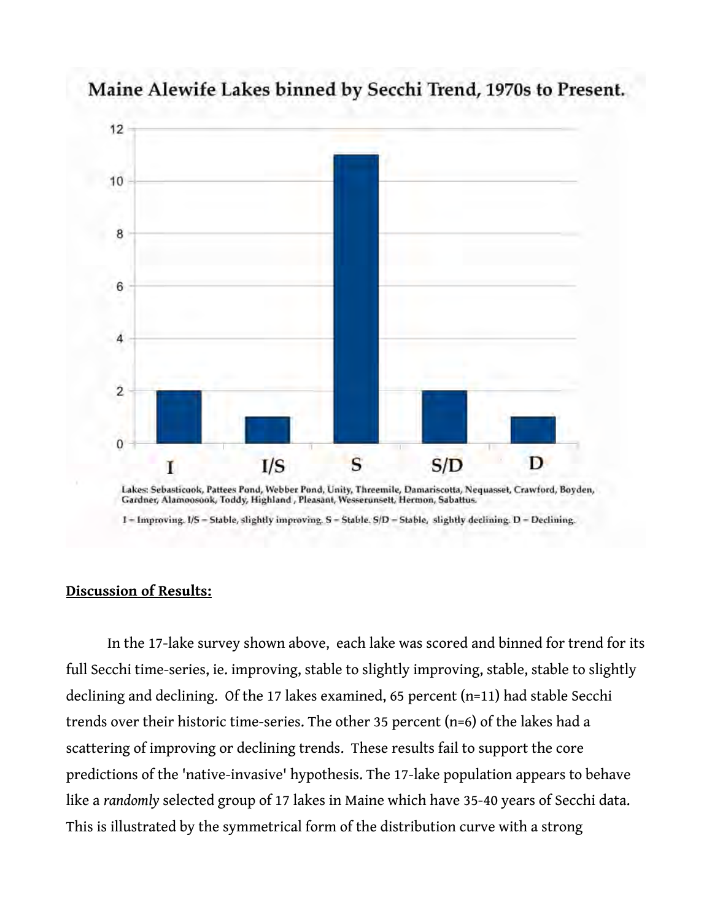**Maine Alewife Lakes binned by Secchi Trend, 1970s to Present.**

| Trend | Number of lakes |
|---|---|
| I | 2 |
| I/S | 1 |
| S | 11 |
| S/D | 2 |
| D | 1 |

Lakes: Sebasticook, Pattees Pond, Webber Pond, Unity, Threemile, Damariscotta, Nequasset, Crawford, Boyden, Gardner, Alamoosook, Toddy, Highland , Pleasant, Wesserunsett, Hermon, Sabattus.

I = Improving. I/S = Stable, slightly improving. S = Stable. S/D = Stable, slightly declining. D = Declining.

**Discussion of Results:**

In the 17-lake survey shown above, each lake was scored and binned for trend for its full Secchi time-series, ie. improving, stable to slightly improving, stable, stable to slightly declining and declining. Of the 17 lakes examined, 65 percent (n=11) had stable Secchi trends over their historic time-series. The other 35 percent (n=6) of the lakes had a scattering of improving or declining trends. These results fail to support the core predictions of the 'native-invasive' hypothesis. The 17-lake population appears to behave like a *randomly* selected group of 17 lakes in Maine which have 35-40 years of Secchi data. This is illustrated by the symmetrical form of the distribution curve with a strong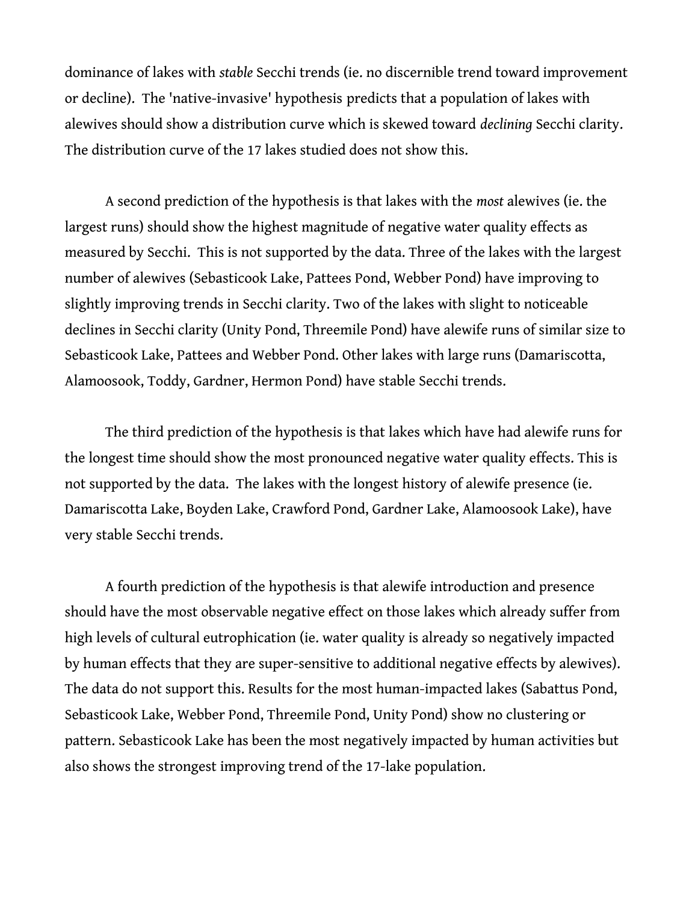dominance of lakes with *stable* Secchi trends (ie. no discernible trend toward improvement or decline). The 'native-invasive' hypothesis predicts that a population of lakes with alewives should show a distribution curve which is skewed toward *declining* Secchi clarity. The distribution curve of the 17 lakes studied does not show this.

A second prediction of the hypothesis is that lakes with the *most* alewives (ie. the largest runs) should show the highest magnitude of negative water quality effects as measured by Secchi. This is not supported by the data. Three of the lakes with the largest number of alewives (Sebasticook Lake, Pattees Pond, Webber Pond) have improving to slightly improving trends in Secchi clarity. Two of the lakes with slight to noticeable declines in Secchi clarity (Unity Pond, Threemile Pond) have alewife runs of similar size to Sebasticook Lake, Pattees and Webber Pond. Other lakes with large runs (Damariscotta, Alamoosook, Toddy, Gardner, Hermon Pond) have stable Secchi trends.

The third prediction of the hypothesis is that lakes which have had alewife runs for the longest time should show the most pronounced negative water quality effects. This is not supported by the data. The lakes with the longest history of alewife presence (ie. Damariscotta Lake, Boyden Lake, Crawford Pond, Gardner Lake, Alamoosook Lake), have very stable Secchi trends.

A fourth prediction of the hypothesis is that alewife introduction and presence should have the most observable negative effect on those lakes which already suffer from high levels of cultural eutrophication (ie. water quality is already so negatively impacted by human effects that they are super-sensitive to additional negative effects by alewives). The data do not support this. Results for the most human-impacted lakes (Sabattus Pond, Sebasticook Lake, Webber Pond, Threemile Pond, Unity Pond) show no clustering or pattern. Sebasticook Lake has been the most negatively impacted by human activities but also shows the strongest improving trend of the 17-lake population.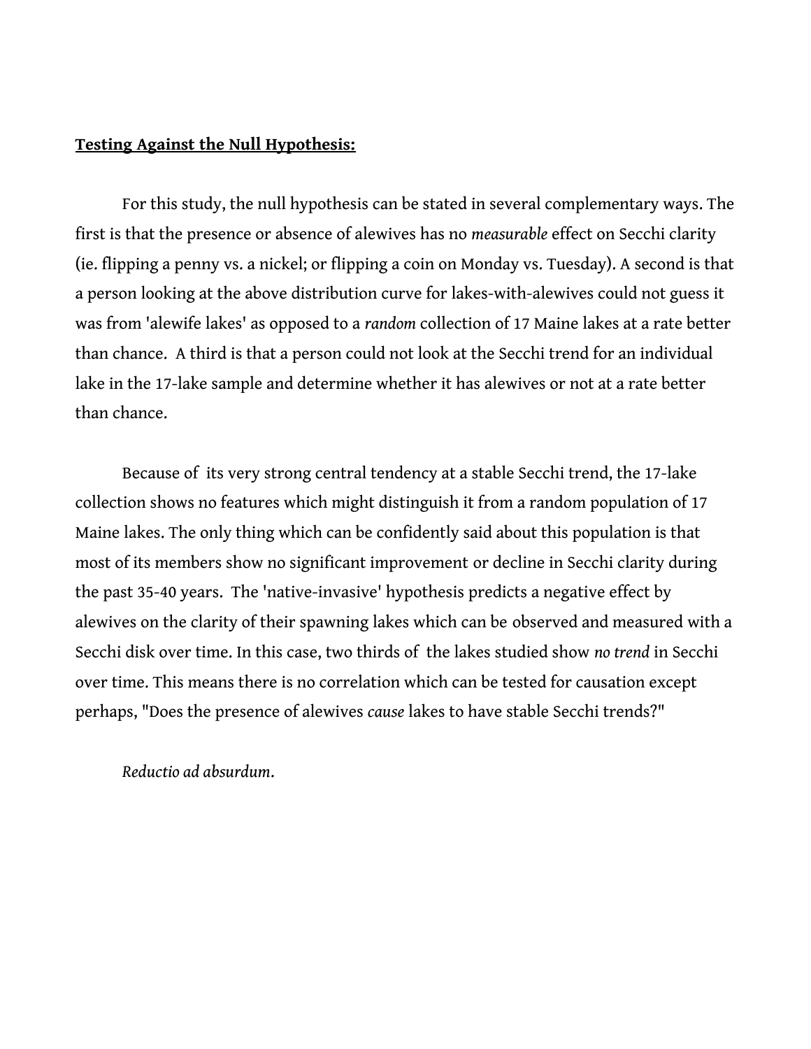**Testing Against the Null Hypothesis:**

For this study, the null hypothesis can be stated in several complementary ways. The first is that the presence or absence of alewives has no *measurable* effect on Secchi clarity (ie. flipping a penny vs. a nickel; or flipping a coin on Monday vs. Tuesday). A second is that a person looking at the above distribution curve for lakes-with-alewives could not guess it was from 'alewife lakes' as opposed to a *random* collection of 17 Maine lakes at a rate better than chance. A third is that a person could not look at the Secchi trend for an individual lake in the 17-lake sample and determine whether it has alewives or not at a rate better than chance.

Because of its very strong central tendency at a stable Secchi trend, the 17-lake collection shows no features which might distinguish it from a random population of 17 Maine lakes. The only thing which can be confidently said about this population is that most of its members show no significant improvement or decline in Secchi clarity during the past 35-40 years. The 'native-invasive' hypothesis predicts a negative effect by alewives on the clarity of their spawning lakes which can be observed and measured with a Secchi disk over time. In this case, two thirds of the lakes studied show *no trend* in Secchi over time. This means there is no correlation which can be tested for causation except perhaps, "Does the presence of alewives *cause* lakes to have stable Secchi trends?"

*Reductio ad absurdum.*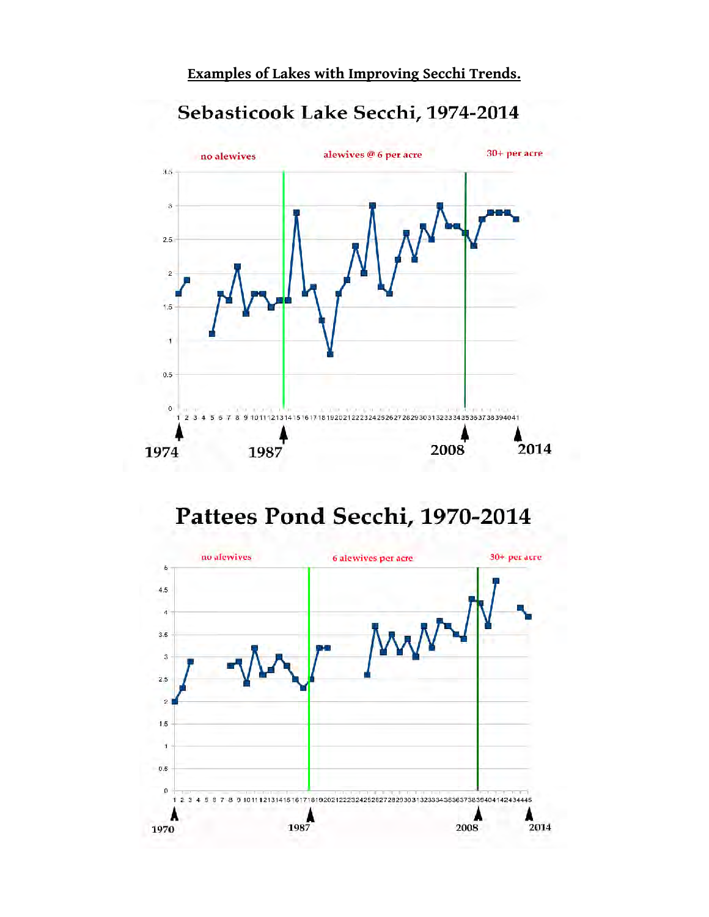**Examples of Lakes with Improving Secchi Trends.**

## Sebasticook Lake Secchi, 1974-2014

no alewives | alewives @ 6 per acre | 30+ per acre

1974 | 1987 | 2008 | 2014

## Pattees Pond Secchi, 1970-2014

no alewives | 6 alewives per acre | 30+ per acre

1970 | 1987 | 2008 | 2014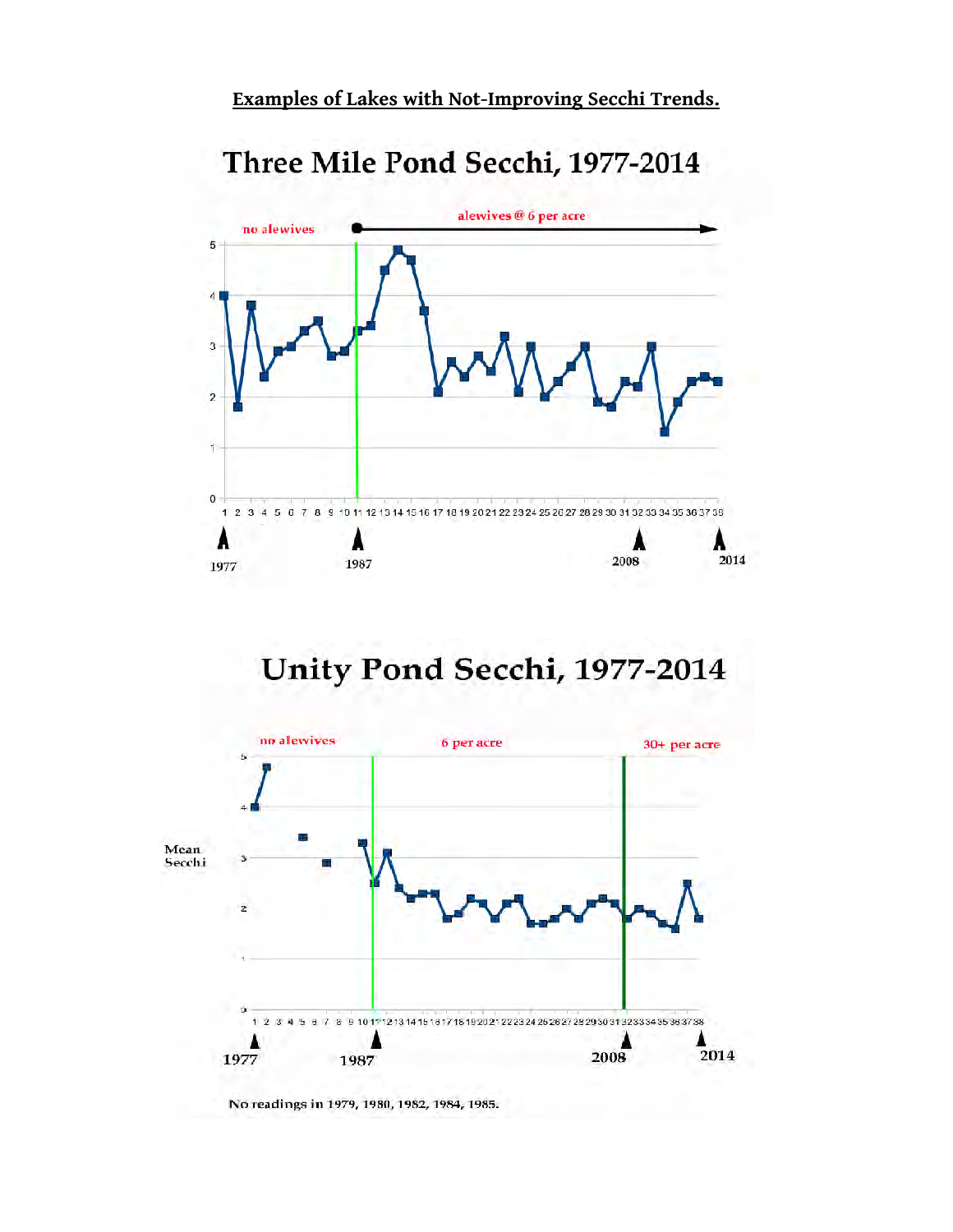**Examples of Lakes with Not-Improving Secchi Trends.**

No readings in 1979, 1980, 1982, 1984, 1985.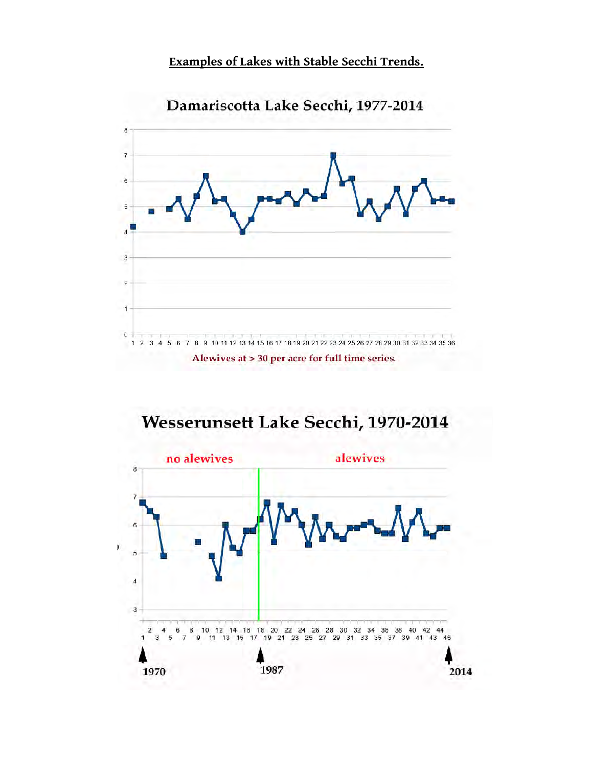**Examples of Lakes with Stable Secchi Trends.**

Damariscotta Lake Secchi, 1977-2014

8
7
6
5
4
3
2
1
0

1 2 3 4 5 6 7 8 9 10 11 12 13 14 15 16 17 18 19 20 21 22 23 24 25 26 27 28 29 30 31 32 33 34 35 36

Alewives at > 30 per acre for full time series.

Wesserunsett Lake Secchi, 1970-2014

no alewives

alewives

8
7
6
5
4
3

2 4 6 8 10 12 14 16 18 20 22 24 26 28 30 32 34 36 38 40 42 44
1 3 5 7 9 11 13 15 17 19 21 23 25 27 29 31 33 35 37 39 41 43 45

1970

1987

2014